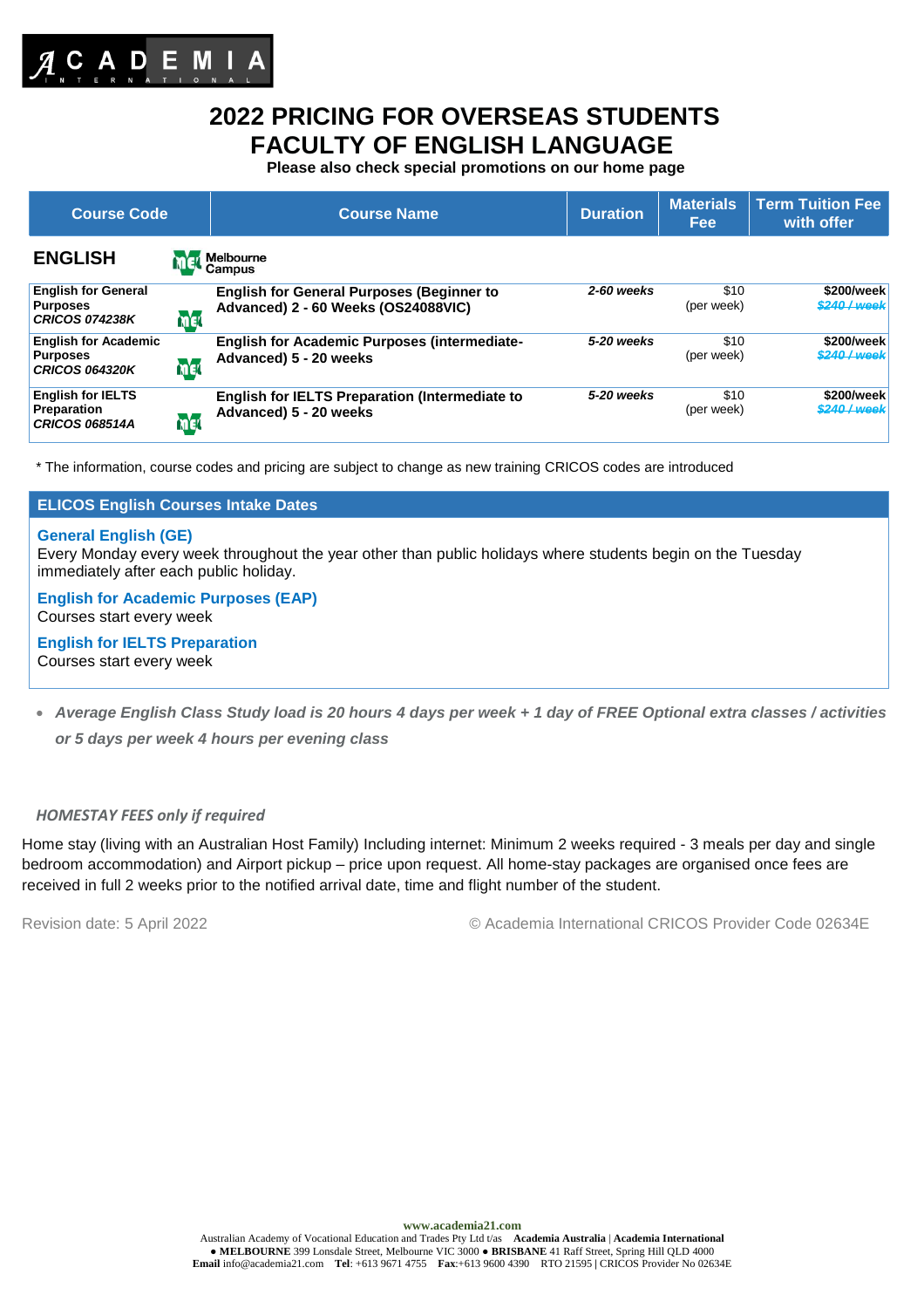ACADEMIA INTERNATIONAL

# 2022 PRICING FOR OVERSEAS STUDENTS
# FACULTY OF ENGLISH LANGUAGE

**Please also check special promotions on our home page**

| Course Code | Course Name | Duration | Materials Fee | Term Tuition Fee with offer |
|---|---|---|---|---|
| **ENGLISH** — Melbourne Campus | | | | |
| **English for General Purposes** ***CRICOS 074238K*** | **English for General Purposes (Beginner to Advanced) 2 - 60 Weeks (OS24088VIC)** | ***2-60 weeks*** | $10 (per week) | **$200/week** ~~$240 / week~~ |
| **English for Academic Purposes** ***CRICOS 064320K*** | **English for Academic Purposes (intermediate-Advanced) 5 - 20 weeks** | ***5-20 weeks*** | $10 (per week) | **$200/week** ~~$240 / week~~ |
| **English for IELTS Preparation** ***CRICOS 068514A*** | **English for IELTS Preparation (Intermediate to Advanced) 5 - 20 weeks** | ***5-20 weeks*** | $10 (per week) | **$200/week** ~~$240 / week~~ |

* The information, course codes and pricing are subject to change as new training CRICOS codes are introduced

## ELICOS English Courses Intake Dates

**General English (GE)**
Every Monday every week throughout the year other than public holidays where students begin on the Tuesday immediately after each public holiday.

**English for Academic Purposes (EAP)**
Courses start every week

**English for IELTS Preparation**
Courses start every week

- ***Average English Class Study load is 20 hours 4 days per week + 1 day of FREE Optional extra classes / activities or 5 days per week 4 hours per evening class***

*HOMESTAY FEES only if required*

Home stay (living with an Australian Host Family) Including internet: Minimum 2 weeks required - 3 meals per day and single bedroom accommodation) and Airport pickup – price upon request. All home-stay packages are organised once fees are received in full 2 weeks prior to the notified arrival date, time and flight number of the student.

Revision date: 5 April 2022 © Academia International CRICOS Provider Code 02634E

www.academia21.com
Australian Academy of Vocational Education and Trades Pty Ltd t/as **Academia Australia** | **Academia International**
● **MELBOURNE** 399 Lonsdale Street, Melbourne VIC 3000 ● **BRISBANE** 41 Raff Street, Spring Hill QLD 4000
**Email** info@academia21.com **Tel**: +613 9671 4755 **Fax**:+613 9600 4390 RTO 21595 | CRICOS Provider No 02634E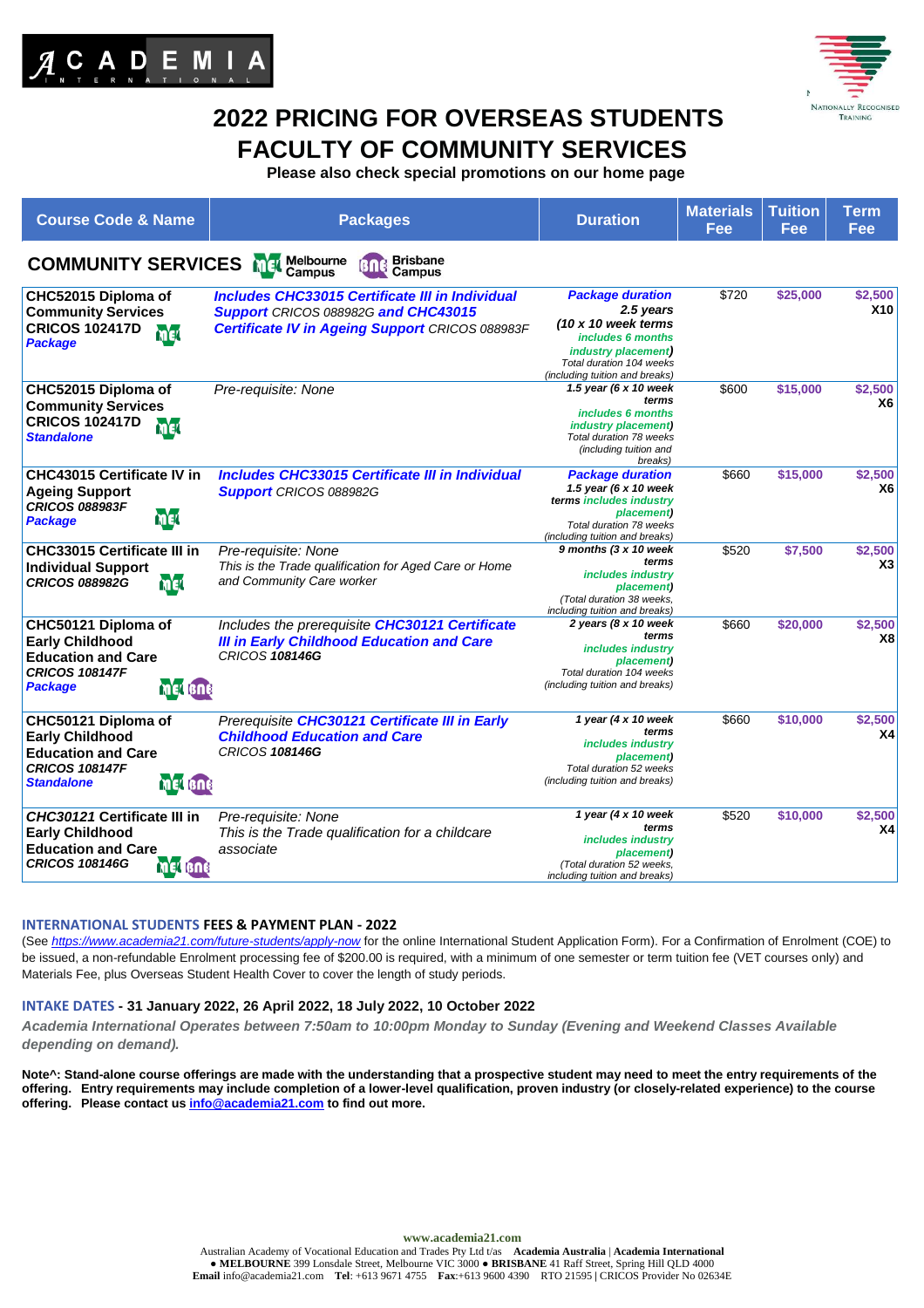# 2022 PRICING FOR OVERSEAS STUDENTS
# FACULTY OF COMMUNITY SERVICES

**Please also check special promotions on our home page**

| Course Code & Name | Packages | Duration | Materials Fee | Tuition Fee | Term Fee |
|---|---|---|---|---|---|
| **COMMUNITY SERVICES** MEL Melbourne Campus BNE Brisbane Campus | | | | | |
| **CHC52015 Diploma of Community Services CRICOS 102417D** MEL ***Package*** | ***Includes CHC33015 Certificate III in Individual Support*** *CRICOS 088982G* ***and CHC43015 Certificate IV in Ageing Support*** *CRICOS 088983F* | ***Package duration*** ***2.5 years (10 x 10 week terms*** *includes 6 months industry placement**)*** *Total duration 104 weeks (including tuition and breaks)* | $720 | **$25,000** | **$2,500 X10** |
| **CHC52015 Diploma of Community Services CRICOS 102417D** MEL ***Standalone*** | *Pre-requisite: None* | ***1.5 year (6 x 10 week terms*** *includes 6 months industry placement**)*** *Total duration 78 weeks (including tuition and breaks)* | $600 | **$15,000** | **$2,500 X6** |
| **CHC43015 Certificate IV in Ageing Support** ***CRICOS 088983F*** MEL ***Package*** | ***Includes CHC33015 Certificate III in Individual Support*** *CRICOS 088982G* | ***Package duration*** ***1.5 year (6 x 10 week terms*** *includes industry placement**)*** *Total duration 78 weeks (including tuition and breaks)* | $660 | **$15,000** | **$2,500 X6** |
| **CHC33015 Certificate III in Individual Support** ***CRICOS 088982G*** MEL | *Pre-requisite: None* *This is the Trade qualification for Aged Care or Home and Community Care worker* | ***9 months (3 x 10 week terms*** *includes industry placement**)*** *(Total duration 38 weeks, including tuition and breaks)* | $520 | **$7,500** | **$2,500 X3** |
| **CHC50121 Diploma of Early Childhood Education and Care** ***CRICOS 108147F*** MEL BNE ***Package*** | *Includes the prerequisite* ***CHC30121 Certificate III in Early Childhood Education and Care*** *CRICOS* ***108146G*** | ***2 years (8 x 10 week terms*** *includes industry placement**)*** *Total duration 104 weeks (including tuition and breaks)* | $660 | **$20,000** | **$2,500 X8** |
| **CHC50121 Diploma of Early Childhood Education and Care** ***CRICOS 108147F*** MEL BNE ***Standalone*** | *Prerequisite* ***CHC30121 Certificate III in Early Childhood Education and Care*** *CRICOS* ***108146G*** | ***1 year (4 x 10 week terms*** *includes industry placement**)*** *Total duration 52 weeks (including tuition and breaks)* | $660 | **$10,000** | **$2,500 X4** |
| ***CHC30121*** **Certificate III in Early Childhood Education and Care** ***CRICOS 108146G*** MEL BNE | *Pre-requisite: None* *This is the Trade qualification for a childcare associate* | ***1 year (4 x 10 week terms*** *includes industry placement**)*** *(Total duration 52 weeks, including tuition and breaks)* | $520 | **$10,000** | **$2,500 X4** |

### INTERNATIONAL STUDENTS FEES & PAYMENT PLAN - 2022

(See *https://www.academia21.com/future-students/apply-now* for the online International Student Application Form). For a Confirmation of Enrolment (COE) to be issued, a non-refundable Enrolment processing fee of $200.00 is required, with a minimum of one semester or term tuition fee (VET courses only) and Materials Fee, plus Overseas Student Health Cover to cover the length of study periods.

### INTAKE DATES - 31 January 2022, 26 April 2022, 18 July 2022, 10 October 2022

***Academia International Operates between 7:50am to 10:00pm Monday to Sunday (Evening and Weekend Classes Available depending on demand).***

**Note^: Stand-alone course offerings are made with the understanding that a prospective student may need to meet the entry requirements of the offering. Entry requirements may include completion of a lower-level qualification, proven industry (or closely-related experience) to the course offering. Please contact us info@academia21.com to find out more.**

www.academia21.com

Australian Academy of Vocational Education and Trades Pty Ltd t/as **Academia Australia** | **Academia International**
● **MELBOURNE** 399 Lonsdale Street, Melbourne VIC 3000 ● **BRISBANE** 41 Raff Street, Spring Hill QLD 4000
**Email** info@academia21.com **Tel**: +613 9671 4755 **Fax**:+613 9600 4390 RTO 21595 | CRICOS Provider No 02634E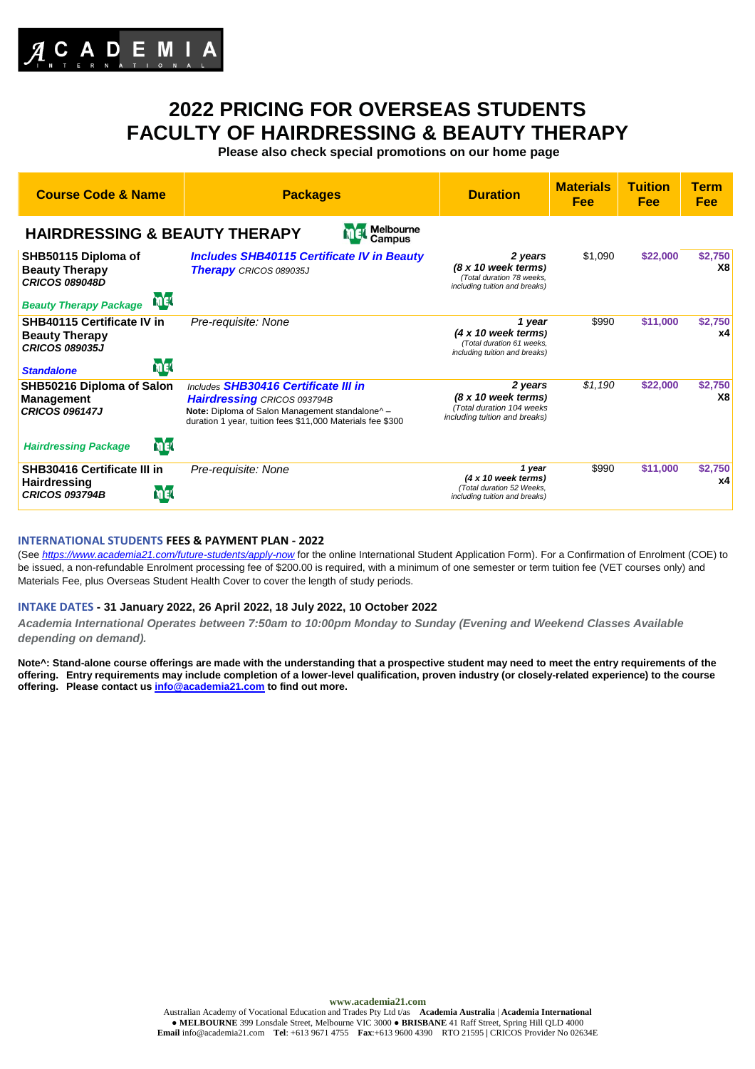# 2022 PRICING FOR OVERSEAS STUDENTS
# FACULTY OF HAIRDRESSING & BEAUTY THERAPY

**Please also check special promotions on our home page**

| Course Code & Name | Packages | Duration | Materials Fee | Tuition Fee | Term Fee |
|---|---|---|---|---|---|
| **HAIRDRESSING & BEAUTY THERAPY** — Melbourne Campus | | | | | |
| **SHB50115 Diploma of Beauty Therapy** ***CRICOS 089048D*** *Beauty Therapy Package* | ***Includes SHB40115 Certificate IV in Beauty Therapy*** *CRICOS 089035J* | ***2 years (8 x 10 week terms)*** *(Total duration 78 weeks, including tuition and breaks)* | $1,090 | **$22,000** | **$2,750 X8** |
| **SHB40115 Certificate IV in Beauty Therapy** ***CRICOS 089035J*** *Standalone* | *Pre-requisite: None* | ***1 year (4 x 10 week terms)*** *(Total duration 61 weeks, including tuition and breaks)* | $990 | **$11,000** | **$2,750 x4** |
| **SHB50216 Diploma of Salon Management** ***CRICOS 096147J*** *Hairdressing Package* | *Includes* ***SHB30416 Certificate III in Hairdressing*** *CRICOS 093794B* **Note:** Diploma of Salon Management standalone^ – duration 1 year, tuition fees $11,000 Materials fee $300 | ***2 years (8 x 10 week terms)*** *(Total duration 104 weeks including tuition and breaks)* | *$1,190* | **$22,000** | **$2,750 X8** |
| **SHB30416 Certificate III in Hairdressing** ***CRICOS 093794B*** | *Pre-requisite: None* | ***1 year (4 x 10 week terms)*** *(Total duration 52 Weeks, including tuition and breaks)* | $990 | **$11,000** | **$2,750 x4** |

## INTERNATIONAL STUDENTS FEES & PAYMENT PLAN - 2022

(See *https://www.academia21.com/future-students/apply-now* for the online International Student Application Form). For a Confirmation of Enrolment (COE) to be issued, a non-refundable Enrolment processing fee of $200.00 is required, with a minimum of one semester or term tuition fee (VET courses only) and Materials Fee, plus Overseas Student Health Cover to cover the length of study periods.

## INTAKE DATES - 31 January 2022, 26 April 2022, 18 July 2022, 10 October 2022

***Academia International Operates between 7:50am to 10:00pm Monday to Sunday (Evening and Weekend Classes Available depending on demand).***

**Note^: Stand-alone course offerings are made with the understanding that a prospective student may need to meet the entry requirements of the offering. Entry requirements may include completion of a lower-level qualification, proven industry (or closely-related experience) to the course offering. Please contact us info@academia21.com to find out more.**

**www.academia21.com**
Australian Academy of Vocational Education and Trades Pty Ltd t/as **Academia Australia** | **Academia International**
● **MELBOURNE** 399 Lonsdale Street, Melbourne VIC 3000 ● **BRISBANE** 41 Raff Street, Spring Hill QLD 4000
**Email** info@academia21.com **Tel**: +613 9671 4755 **Fax**:+613 9600 4390 RTO 21595 | CRICOS Provider No 02634E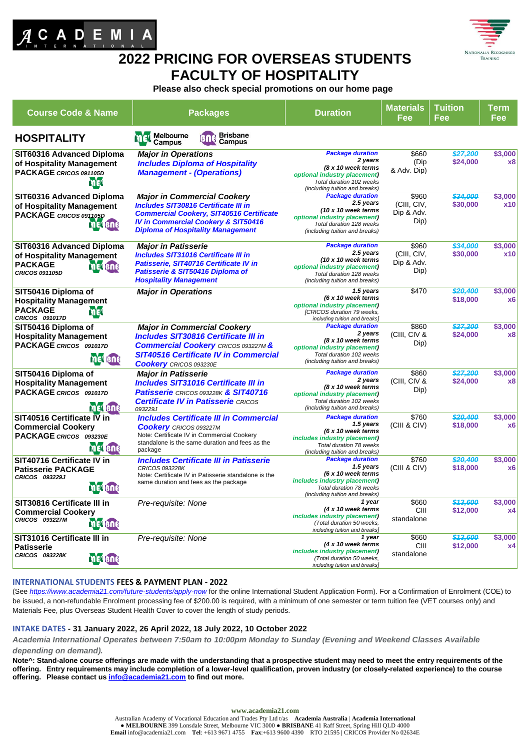# 2022 PRICING FOR OVERSEAS STUDENTS FACULTY OF HOSPITALITY

**Please also check special promotions on our home page**

| Course Code & Name | Packages | Duration | Materials Fee | Tuition Fee | Term Fee |
|---|---|---|---|---|---|
| **HOSPITALITY** | MEL Melbourne Campus / BNE Brisbane Campus | | | | |
| **SIT60316 Advanced Diploma of Hospitality Management PACKAGE** *CRICOS 091105D* MEL | ***Major in Operations*** ***Includes Diploma of Hospitality Management - (Operations)*** | *Package duration* ***2 years*** ***(8 x 10 week terms optional industry placement)*** *Total duration 102 weeks (including tuition and breaks)* | $660 (Dip & Adv. Dip) | ~~$27,200~~ **$24,000** | **$3,000 x8** |
| **SIT60316 Advanced Diploma of Hospitality Management PACKAGE** *CRICOS 091105D* MEL BNE | ***Major in Commercial Cookery*** ***Includes SIT30816 Certificate III in Commercial Cookery, SIT40516 Certificate IV in Commercial Cookery & SIT50416 Diploma of Hospitality Management*** | *Package duration* ***2.5 years*** ***(10 x 10 week terms optional industry placement)*** *Total duration 128 weeks (including tuition and breaks)* | $960 (CIII, CIV, Dip & Adv. Dip) | ~~$34,000~~ **$30,000** | **$3,000 x10** |
| **SIT60316 Advanced Diploma of Hospitality Management PACKAGE** *CRICOS 091105D* MEL BNE | ***Major in Patisserie*** ***Includes SIT31016 Certificate III in Patisserie, SIT40716 Certificate IV in Patisserie & SIT50416 Diploma of Hospitality Management*** | *Package duration* ***2.5 years*** ***(10 x 10 week terms optional industry placement)*** *Total duration 128 weeks (including tuition and breaks)* | $960 (CIII, CIV, Dip & Adv. Dip) | ~~$34,000~~ **$30,000** | **$3,000 x10** |
| **SIT50416 Diploma of Hospitality Management PACKAGE** *CRICOS 091017D* MEL | ***Major in Operations*** | ***1.5 years*** ***(6 x 10 week terms optional industry placement)*** *[CRICOS duration 79 weeks, including tuition and breaks]* | $470 | ~~$20,400~~ **$18,000** | **$3,000 x6** |
| **SIT50416 Diploma of Hospitality Management PACKAGE** *CRICOS 091017D* MEL BNE | ***Major in Commercial Cookery*** ***Includes SIT30816 Certificate III in Commercial Cookery*** *CRICOS 093227M* ***& SIT40516 Certificate IV in Commercial Cookery*** *CRICOS 093230E* | *Package duration* ***2 years*** ***(8 x 10 week terms optional industry placement)*** *Total duration 102 weeks (including tuition and breaks)* | $860 (CIII, CIV & Dip) | ~~$27,200~~ **$24,000** | **$3,000 x8** |
| **SIT50416 Diploma of Hospitality Management PACKAGE** *CRICOS 091017D* MEL BNE | ***Major in Patisserie*** ***Includes SIT31016 Certificate III in Patisserie*** *CRICOS 093228K* ***& SIT40716 Certificate IV in Patisserie*** *CRICOS 093229J* | *Package duration* ***2 years*** ***(8 x 10 week terms optional industry placement)*** *Total duration 102 weeks (including tuition and breaks)* | $860 (CIII, CIV & Dip) | ~~$27,200~~ **$24,000** | **$3,000 x8** |
| **SIT40516 Certificate IV in Commercial Cookery PACKAGE** *CRICOS 093230E* MEL BNE | ***Includes Certificate III in Commercial Cookery*** *CRICOS 093227M* Note: Certificate IV in Commercial Cookery standalone is the same duration and fees as the package | *Package duration* ***1.5 years*** ***(6 x 10 week terms includes industry placement)*** *Total duration 78 weeks (including tuition and breaks)* | $760 (CIII & CIV) | ~~$20,400~~ **$18,000** | **$3,000 x6** |
| **SIT40716 Certificate IV in Patisserie PACKAGE** *CRICOS 093229J* MEL BNE | ***Includes Certificate III in Patisserie*** *CRICOS 093228K* Note: Certificate IV in Patisserie standalone is the same duration and fees as the package | *Package duration* ***1.5 years*** ***(6 x 10 week terms includes industry placement)*** *Total duration 78 weeks (including tuition and breaks)* | $760 (CIII & CIV) | ~~$20,400~~ **$18,000** | **$3,000 x6** |
| **SIT30816 Certificate III in Commercial Cookery** *CRICOS 093227M* MEL BNE | *Pre-requisite: None* | ***1 year*** ***(4 x 10 week terms includes industry placement)*** *(Total duration 50 weeks, including tuition and breaks]* | $660 CIII standalone | ~~$13,600~~ **$12,000** | **$3,000 x4** |
| **SIT31016 Certificate III in Patisserie** *CRICOS 093228K* MEL BNE | *Pre-requisite: None* | ***1 year*** ***(4 x 10 week terms includes industry placement)*** *(Total duration 50 weeks, including tuition and breaks]* | $660 CIII standalone | ~~$13,600~~ **$12,000** | **$3,000 x4** |

**INTERNATIONAL STUDENTS FEES & PAYMENT PLAN - 2022**

(See *https://www.academia21.com/future-students/apply-now* for the online International Student Application Form). For a Confirmation of Enrolment (COE) to be issued, a non-refundable Enrolment processing fee of $200.00 is required, with a minimum of one semester or term tuition fee (VET courses only) and Materials Fee, plus Overseas Student Health Cover to cover the length of study periods.

**INTAKE DATES - 31 January 2022, 26 April 2022, 18 July 2022, 10 October 2022**

***Academia International Operates between 7:50am to 10:00pm Monday to Sunday (Evening and Weekend Classes Available depending on demand).***

**Note^: Stand-alone course offerings are made with the understanding that a prospective student may need to meet the entry requirements of the offering. Entry requirements may include completion of a lower-level qualification, proven industry (or closely-related experience) to the course offering. Please contact us info@academia21.com to find out more.**

**www.academia21.com**

Australian Academy of Vocational Education and Trades Pty Ltd t/as **Academia Australia** | **Academia International**
● **MELBOURNE** 399 Lonsdale Street, Melbourne VIC 3000 ● **BRISBANE** 41 Raff Street, Spring Hill QLD 4000
**Email** info@academia21.com **Tel**: +613 9671 4755 **Fax**:+613 9600 4390 RTO 21595 | CRICOS Provider No 02634E